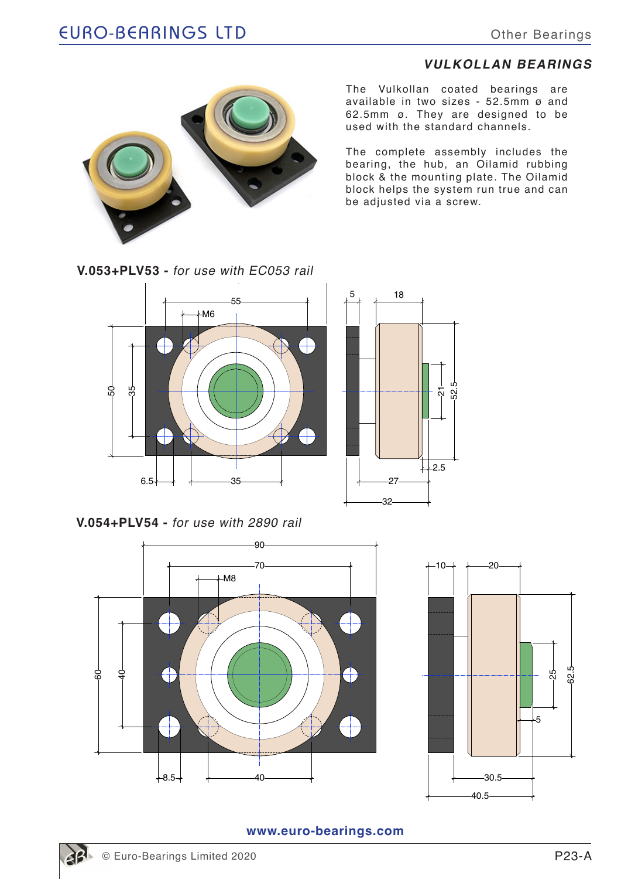## VULKOLLAN BEARINGS

The Vulkollan coated bearings are available in two sizes - 52.5mm ø and 62.5mm ø. They are designed to be used with the standard channels.

The complete assembly includes the bearing, the hub, an Oilamid rubbing block & the mounting plate. The Oilamid block helps the system run true and can be adjusted via a screw.

**V.053+PLV53 -** *for use with EC053 rail*

**V.054+PLV54 -** *for use with 2890 rail*

www.euro-bearings.com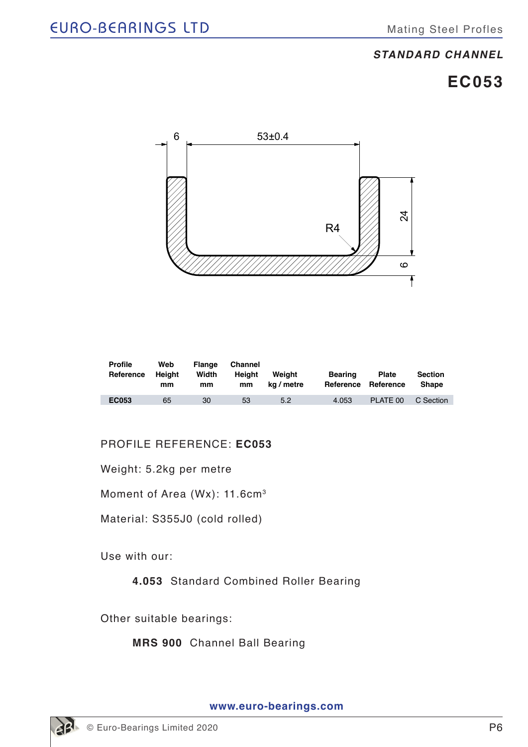## *STANDARD CHANNEL*

# EC053

6

53±0.4

R4

24

6

| Profile Reference | Web Height mm | Flange Width mm | Channel Height mm | Weight kg / metre | Bearing Reference | Plate Reference | Section Shape |
|---|---|---|---|---|---|---|---|
| **EC053** | 65 | 30 | 53 | 5.2 | 4.053 | PLATE 00 | C Section |

PROFILE REFERENCE: **EC053**

Weight: 5.2kg per metre

Moment of Area (Wx): 11.6cm$^3$

Material: S355J0 (cold rolled)

Use with our:

**4.053** Standard Combined Roller Bearing

Other suitable bearings:

**MRS 900** Channel Ball Bearing

**www.euro-bearings.com**